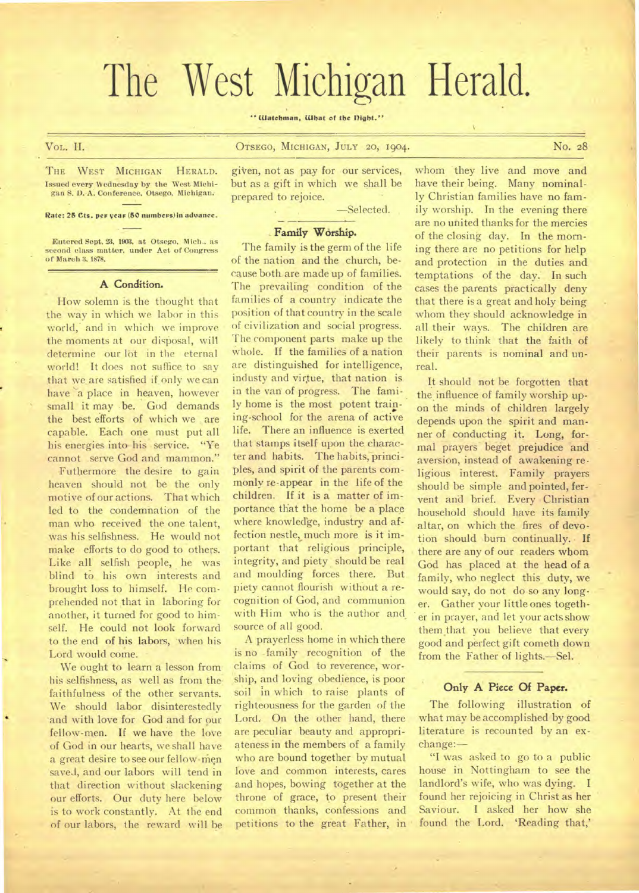# The West Michigan Herald.

"Watchman, What of the Night."

VOL. II. OTSEGO, MICHIGAN, JULY 20, 1904. No. 28

THE WEST MICHIGAN HERALD.
Issued every Wednesday by the West Michigan S. D. A. Conference. Otsego, Michigan.

**Rate: 25 Cts. per year (50 numbers) in advance.**

Entered Sept. 23, 1903, at Otsego, Mich., as second class matter, under Act of Congress of March 3, 1878.

## A Condition.

How solemn is the thought that the way in which we labor in this world, and in which we improve the moments at our disposal, will determine our lot in the eternal world! It does not suffice to say that we are satisfied if only we can have a place in heaven, however small it may be. God demands the best efforts of which we are capable. Each one must put all his energies into his service. "Ye cannot serve God and mammon."

Futhermore the desire to gain heaven should not be the only motive of our actions. That which led to the condemnation of the man who received the one talent, was his selfishness. He would not make efforts to do good to others. Like all selfish people, he was blind to his own interests and brought loss to himself. He comprehended not that in laboring for another, it turned for good to himself. He could not look forward to the end of his labors, when his Lord would come.

We ought to learn a lesson from his selfishness, as well as from the faithfulness of the other servants. We should labor disinterestedly and with love for God and for our fellow-men. If we have the love of God in our hearts, we shall have a great desire to see our fellow-men saved, and our labors will tend in that direction without slackening our efforts. Our duty here below is to work constantly. At the end of our labors, the reward will be given, not as pay for our services, but as a gift in which we shall be prepared to rejoice.

—Selected.

## Family Worship.

The family is the germ of the life of the nation and the church, because both are made up of families. The prevailing condition of the families of a country indicate the position of that country in the scale of civilization and social progress. The component parts make up the whole. If the families of a nation are distinguished for intelligence, industy and virtue, that nation is in the van of progress. The family home is the most potent training-school for the arena of active life. There an influence is exerted that stamps itself upon the character and habits. The habits, principles, and spirit of the parents commonly re-appear in the life of the children. If it is a matter of importance that the home be a place where knowledge, industry and affection nestle, much more is it important that religious principle, integrity, and piety should be real and moulding forces there. But piety cannot flourish without a recognition of God, and communion with Him who is the author and source of all good.

A prayerless home in which there is no family recognition of the claims of God to reverence, worship, and loving obedience, is poor soil in which to raise plants of righteousness for the garden of the Lord. On the other hand, there are peculiar beauty and appropriateness in the members of a family who are bound together by mutual love and common interests, cares and hopes, bowing together at the throne of grace, to present their common thanks, confessions and petitions to the great Father, in whom they live and move and have their being. Many nominally Christian families have no family worship. In the evening there are no united thanks for the mercies of the closing day. In the morning there are no petitions for help and protection in the duties and temptations of the day. In such cases the parents practically deny that there is a great and holy being whom they should acknowledge in all their ways. The children are likely to think that the faith of their parents is nominal and unreal.

It should not be forgotten that the influence of family worship upon the minds of children largely depends upon the spirit and manner of conducting it. Long, formal prayers beget prejudice and aversion, instead of awakening religious interest. Family prayers should be simple and pointed, fervent and brief. Every Christian household should have its family altar, on which the fires of devotion should burn continually. If there are any of our readers whom God has placed at the head of a family, who neglect this duty, we would say, do not do so any longer. Gather your little ones together in prayer, and let your acts show them that you believe that every good and perfect gift cometh down from the Father of lights.—Sel.

## Only A Piece Of Paper.

The following illustration of what may be accomplished by good literature is recounted by an exchange:—

"I was asked to go to a public house in Nottingham to see the landlord's wife, who was dying. I found her rejoicing in Christ as her Saviour. I asked her how she found the Lord. 'Reading that,'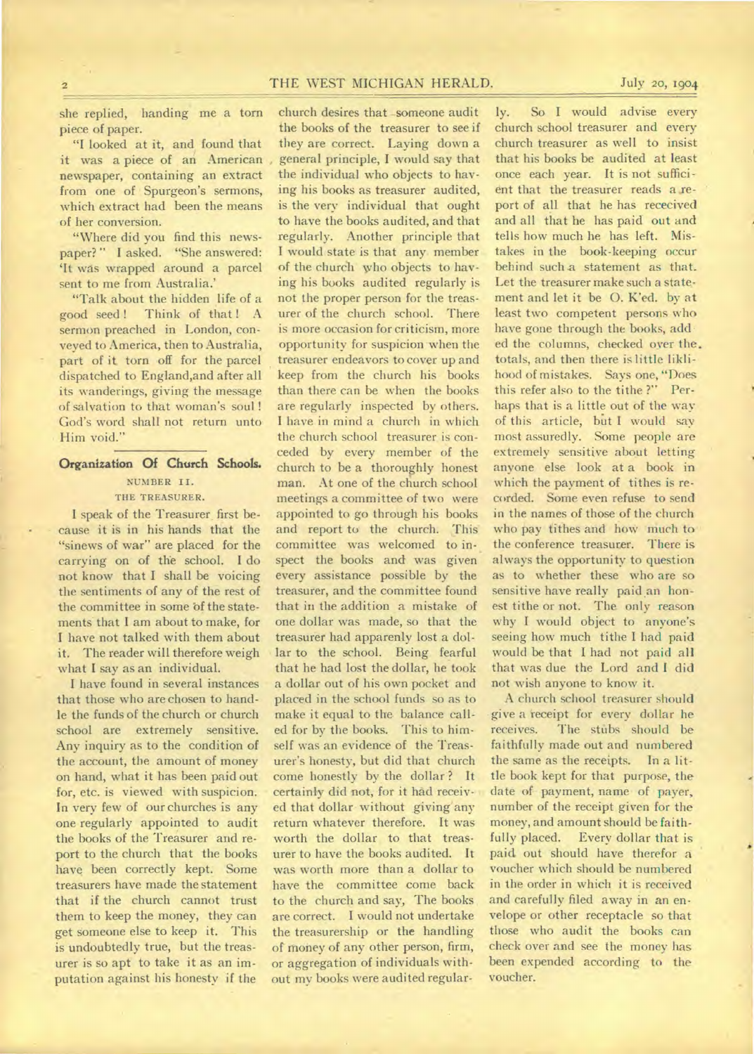she replied, handing me a torn piece of paper.

"I looked at it, and found that it was a piece of an American newspaper, containing an extract from one of Spurgeon's sermons, which extract had been the means of her conversion.

"Where did you find this newspaper?" I asked. "She answered: 'It was wrapped around a parcel sent to me from Australia.'

"Talk about the hidden life of a good seed! Think of that! A sermon preached in London, conveyed to America, then to Australia, part of it torn off for the parcel dispatched to England,and after all its wanderings, giving the message of salvation to that woman's soul! God's word shall not return unto Him void."

## Organization Of Church Schools.

NUMBER II.

THE TREASURER.

I speak of the Treasurer first because it is in his hands that the "sinews of war" are placed for the carrying on of the school. I do not know that I shall be voicing the sentiments of any of the rest of the committee in some of the statements that I am about to make, for I have not talked with them about it. The reader will therefore weigh what I say as an individual.

I have found in several instances that those who are chosen to handle the funds of the church or church school are extremely sensitive. Any inquiry as to the condition of the account, the amount of money on hand, what it has been paid out for, etc. is viewed with suspicion. In very few of our churches is any one regularly appointed to audit the books of the Treasurer and report to the church that the books have been correctly kept. Some treasurers have made the statement that if the church cannot trust them to keep the money, they can get someone else to keep it. This is undoubtedly true, but the treasurer is so apt to take it as an imputation against his honesty if the church desires that someone audit the books of the treasurer to see if they are correct. Laying down a general principle, I would say that the individual who objects to having his books as treasurer audited, is the very individual that ought to have the books audited, and that regularly. Another principle that I would state is that any member of the church who objects to having his books audited regularly is not the proper person for the treasurer of the church school. There is more occasion for criticism, more opportunity for suspicion when the treasurer endeavors to cover up and keep from the church his books than there can be when the books are regularly inspected by others. I have in mind a church in which the church school treasurer is conceded by every member of the church to be a thoroughly honest man. At one of the church school meetings a committee of two were appointed to go through his books and report to the church. This committee was welcomed to inspect the books and was given every assistance possible by the treasurer, and the committee found that in the addition a mistake of one dollar was made, so that the treasurer had apparently lost a dollar to the school. Being fearful that he had lost the dollar, he took a dollar out of his own pocket and placed in the school funds so as to make it equal to the balance called for by the books. This to himself was an evidence of the Treasurer's honesty, but did that church come honestly by the dollar? It certainly did not, for it had received that dollar without giving any return whatever therefore. It was worth the dollar to that treasurer to have the books audited. It was worth more than a dollar to have the committee come back to the church and say, The books are correct. I would not undertake the treasurership or the handling of money of any other person, firm, or aggregation of individuals without my books were audited regularly. So I would advise every church school treasurer and every church treasurer as well to insist that his books be audited at least once each year. It is not sufficient that the treasurer reads a report of all that he has recceived and all that he has paid out and tells how much he has left. Mistakes in the book-keeping occur behind such a statement as that. Let the treasurer make such a statement and let it be O. K'ed. by at least two competent persons who have gone through the books, added the columns, checked over the totals, and then there is little liklihood of mistakes. Says one, "Does this refer also to the tithe?" Perhaps that is a little out of the way of this article, but I would say most assuredly. Some people are extremely sensitive about letting anyone else look at a book in which the payment of tithes is recorded. Some even refuse to send in the names of those of the church who pay tithes and how much to the conference treasurer. There is always the opportunity to question as to whether these who are so sensitive have really paid an honest tithe or not. The only reason why I would object to anyone's seeing how much tithe I had paid would be that I had not paid all that was due the Lord and I did not wish anyone to know it.

A church school treasurer should give a receipt for every dollar he receives. The stubs should be faithfully made out and numbered the same as the receipts. In a little book kept for that purpose, the date of payment, name of payer, number of the receipt given for the money, and amount should be faithfully placed. Every dollar that is paid out should have therefor a voucher which should be numbered in the order in which it is received and carefully filed away in an envelope or other receptacle so that those who audit the books can check over and see the money has been expended according to the voucher.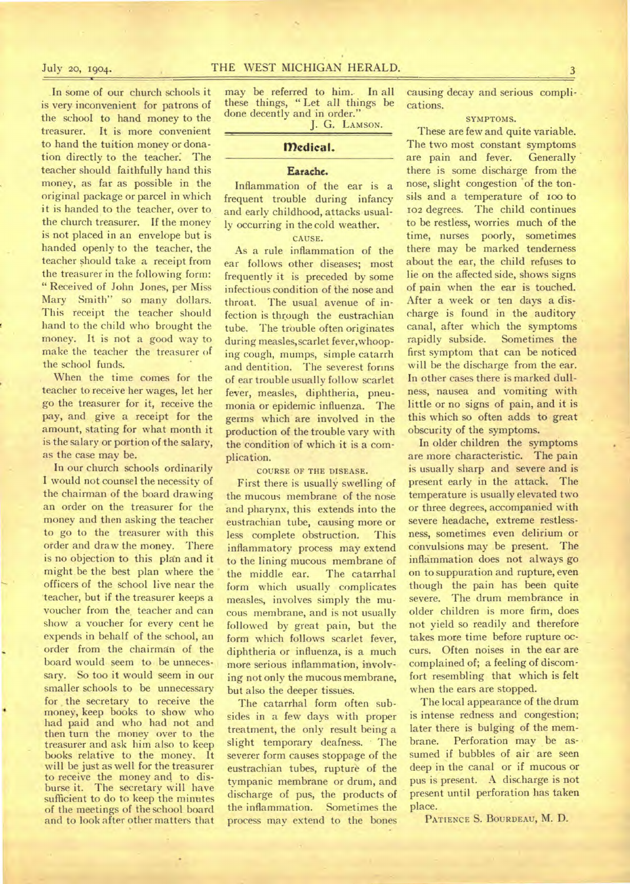In some of our church schools it is very inconvenient for patrons of the school to hand money to the treasurer. It is more convenient to hand the tuition money or donation directly to the teacher. The teacher should faithfully hand this money, as far as possible in the original package or parcel in which it is handed to the teacher, over to the church treasurer. If the money is not placed in an envelope but is handed openly to the teacher, the teacher should take a receipt from the treasurer in the following form: "Received of John Jones, per Miss Mary Smith" so many dollars. This receipt the teacher should hand to the child who brought the money. It is not a good way to make the teacher the treasurer of the school funds.

When the time comes for the teacher to receive her wages, let her go the treasurer for it, receive the pay, and give a receipt for the amount, stating for what month it is the salary or portion of the salary, as the case may be.

In our church schools ordinarily I would not counsel the necessity of the chairman of the board drawing an order on the treasurer for the money and then asking the teacher to go to the treasurer with this order and draw the money. There is no objection to this plan and it might be the best plan where the officers of the school live near the teacher, but if the treasurer keeps a voucher from the teacher and can show a voucher for every cent he expends in behalf of the school, an order from the chairman of the board would seem to be unnecessary. So too it would seem in our smaller schools to be unnecessary for the secretary to receive the money, keep books to show who had paid and who had not and then turn the money over to the treasurer and ask him also to keep books relative to the money. It will be just as well for the treasurer to receive the money and to disburse it. The secretary will have sufficient to do to keep the minutes of the meetings of the school board and to look after other matters that may be referred to him. In all these things, "Let all things be done decently and in order."

J. G. LAMSON.

## Medical.

### Earache.

Inflammation of the ear is a frequent trouble during infancy and early childhood, attacks usually occurring in the cold weather.

CAUSE.

As a rule inflammation of the ear follows other diseases; most frequently it is preceded by some infectious condition of the nose and throat. The usual avenue of infection is through the eustrachian tube. The trouble often originates during measles, scarlet fever, whooping cough, mumps, simple catarrh and dentition. The severest forms of ear trouble usually follow scarlet fever, measles, diphtheria, pneumonia or epidemic influenza. The germs which are involved in the production of the trouble vary with the condition of which it is a complication.

COURSE OF THE DISEASE.

First there is usually swelling of the mucous membrane of the nose and pharynx, this extends into the eustrachian tube, causing more or less complete obstruction. This inflammatory process may extend to the lining mucous membrane of the middle ear. The catarrhal form which usually complicates measles, involves simply the mucous membrane, and is not usually followed by great pain, but the form which follows scarlet fever, diphtheria or influenza, is a much more serious inflammation, involving not only the mucous membrane, but also the deeper tissues.

The catarrhal form often subsides in a few days with proper treatment, the only result being a slight temporary deafness. The severer form causes stoppage of the eustrachian tubes, rupture of the tympanic membrane or drum, and discharge of pus, the products of the inflammation. Sometimes the process may extend to the bones causing decay and serious complications.

SYMPTOMS.

These are few and quite variable. The two most constant symptoms are pain and fever. Generally there is some discharge from the nose, slight congestion of the tonsils and a temperature of 100 to 102 degrees. The child continues to be restless, worries much of the time, nurses poorly, sometimes there may be marked tenderness about the ear, the child refuses to lie on the affected side, shows signs of pain when the ear is touched. After a week or ten days a discharge is found in the auditory canal, after which the symptoms rapidly subside. Sometimes the first symptom that can be noticed will be the discharge from the ear. In other cases there is marked dullness, nausea and vomiting with little or no signs of pain, and it is this which so often adds to great obscurity of the symptoms.

In older children the symptoms are more characteristic. The pain is usually sharp and severe and is present early in the attack. The temperature is usually elevated two or three degrees, accompanied with severe headache, extreme restlessness, sometimes even delirium or convulsions may be present. The inflammation does not always go on to suppuration and rupture, even though the pain has been quite severe. The drum membrance in older children is more firm, does not yield so readily and therefore takes more time before rupture occurs. Often noises in the ear are complained of; a feeling of discomfort resembling that which is felt when the ears are stopped.

The local appearance of the drum is intense redness and congestion; later there is bulging of the membrane. Perforation may be assumed if bubbles of air are seen deep in the canal or if mucous or pus is present. A discharge is not present until perforation has taken place.

PATIENCE S. BOURDEAU, M. D.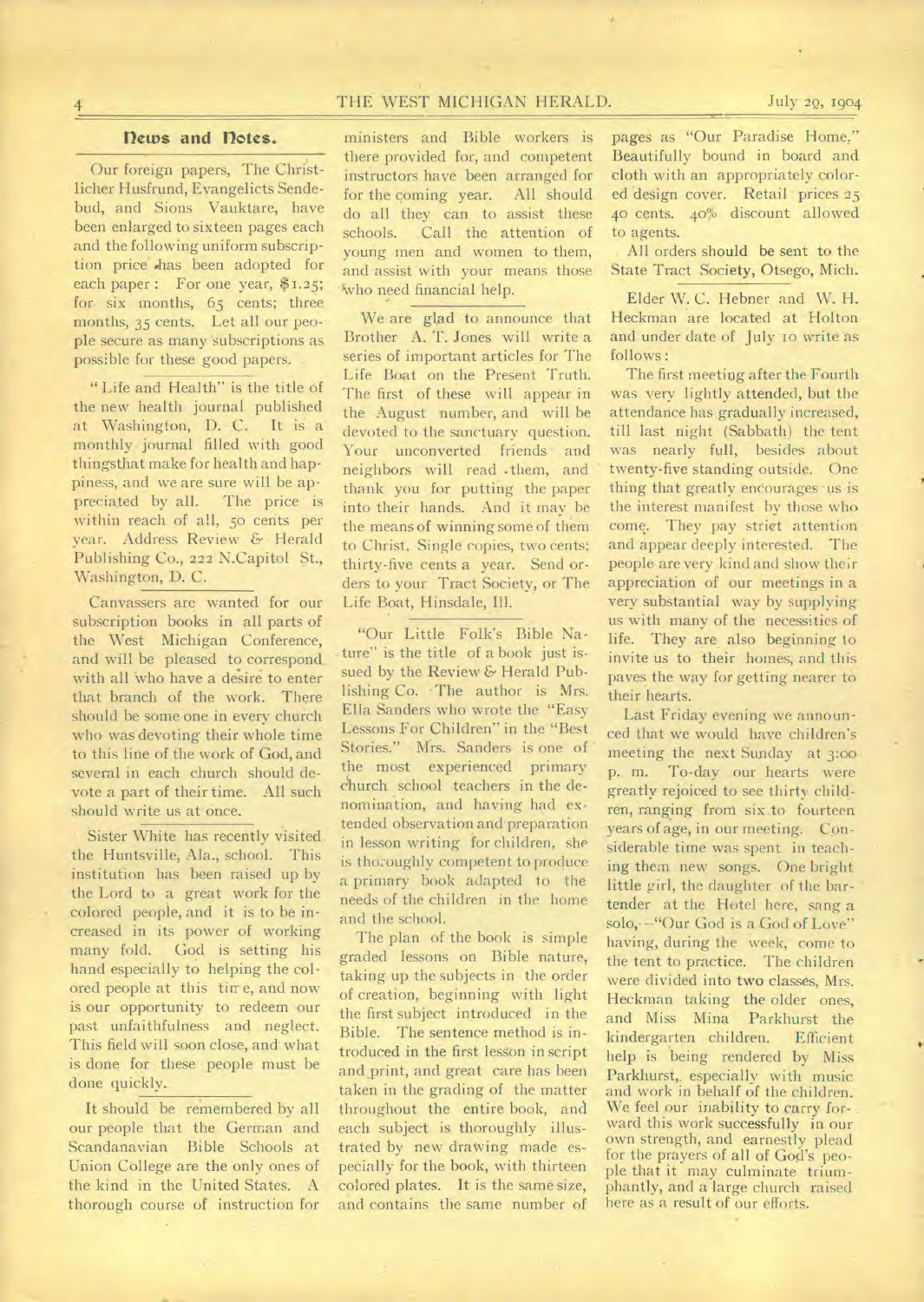## News and Notes.

Our foreign papers, The Christlicher Husfrund, Evangelicts Sendebud, and Sions Vauktare, have been enlarged to sixteen pages each and the following uniform subscription price has been adopted for each paper: For one year, $1.25; for six months, 65 cents; three months, 35 cents. Let all our people secure as many subscriptions as possible for these good papers.

"Life and Health" is the title of the new health journal published at Washington, D. C. It is a monthly journal filled with good thingsthat make for health and happiness, and we are sure will be appreciated by all. The price is within reach of all, 50 cents per year. Address Review & Herald Publishing Co., 222 N.Capitol St., Washington, D. C.

Canvassers are wanted for our subscription books in all parts of the West Michigan Conference, and will be pleased to correspond with all who have a desire to enter that branch of the work. There should be some one in every church who was devoting their whole time to this line of the work of God, and several in each church should devote a part of their time. All such should write us at once.

Sister White has recently visited the Huntsville, Ala., school. This institution has been raised up by the Lord to a great work for the colored people, and it is to be increased in its power of working many fold. God is setting his hand especially to helping the colored people at this time, and now is our opportunity to redeem our past unfaithfulness and neglect. This field will soon close, and what is done for these people must be done quickly.

It should be remembered by all our people that the German and Scandanavian Bible Schools at Union College are the only ones of the kind in the United States. A thorough course of instruction for ministers and Bible workers is there provided for, and competent instructors have been arranged for for the coming year. All should do all they can to assist these schools. Call the attention of young men and women to them, and assist with your means those who need financial help.

We are glad to announce that Brother A. T. Jones will write a series of important articles for The Life Boat on the Present Truth. The first of these will appear in the August number, and will be devoted to the sanctuary question. Your unconverted friends and neighbors will read them, and thank you for putting the paper into their hands. And it may be the means of winning some of them to Christ. Single copies, two cents; thirty-five cents a year. Send orders to your Tract Society, or The Life Boat, Hinsdale, Ill.

"Our Little Folk's Bible Nature" is the title of a book just issued by the Review & Herald Publishing Co. The author is Mrs. Ella Sanders who wrote the "Easy Lessons For Children" in the "Best Stories." Mrs. Sanders is one of the most experienced primary church school teachers in the denomination, and having had extended observation and preparation in lesson writing for children, she is thoroughly competent to produce a primary book adapted to the needs of the children in the home and the school.

The plan of the book is simple graded lessons on Bible nature, taking up the subjects in the order of creation, beginning with light the first subject introduced in the Bible. The sentence method is introduced in the first lesson in script and print, and great care has been taken in the grading of the matter throughout the entire book, and each subject is thoroughly illustrated by new drawing made especially for the book, with thirteen colored plates. It is the same size, and contains the same number of pages as "Our Paradise Home." Beautifully bound in board and cloth with an appropriately colored design cover. Retail prices 25 40 cents. 40% discount allowed to agents.

All orders should be sent to the State Tract Society, Otsego, Mich.

Elder W. C. Hebner and W. H. Heckman are located at Holton and under date of July 10 write as follows:

The first meeting after the Fourth was very lightly attended, but the attendance has gradually increased, till last night (Sabbath) the tent was nearly full, besides about twenty-five standing outside. One thing that greatly encourages us is the interest manifest by those who come. They pay strict attention and appear deeply interested. The people are very kind and show their appreciation of our meetings in a very substantial way by supplying us with many of the necessities of life. They are also beginning to invite us to their homes, and this paves the way for getting nearer to their hearts.

Last Friday evening we announced that we would have children's meeting the next Sunday at 3:00 p. m. To-day our hearts were greatly rejoiced to see thirty children, ranging from six to fourteen years of age, in our meeting. Considerable time was spent in teaching them new songs. One bright little girl, the daughter of the bartender at the Hotel here, sang a solo,—"Our God is a God of Love" having, during the week, come to the tent to practice. The children were divided into two classes, Mrs. Heckman taking the older ones, and Miss Mina Parkhurst the kindergarten children. Efficient help is being rendered by Miss Parkhurst, especially with music and work in behalf of the children. We feel our inability to carry forward this work successfully in our own strength, and earnestly plead for the prayers of all of God's people that it may culminate triumphantly, and a large church raised here as a result of our efforts.